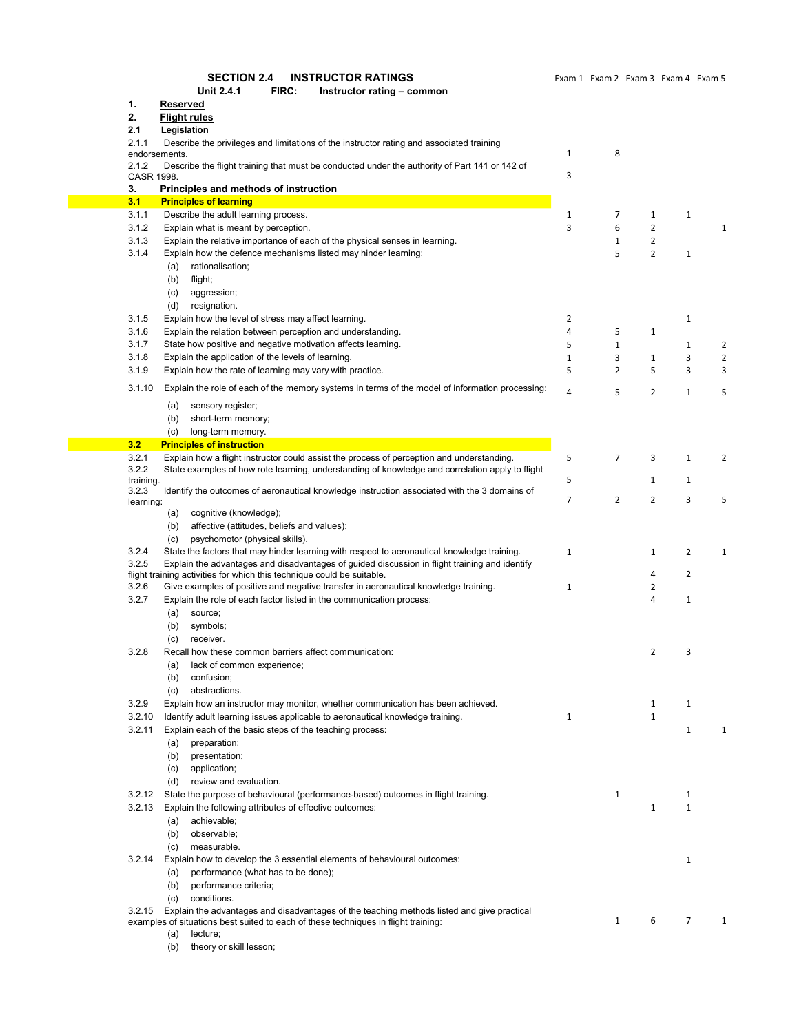## SECTION 2.4 INSTRUCTOR RATINGS

### Unit 2.4.1 FIRC: Instructor rating – common

| | | Exam 1 | Exam 2 | Exam 3 | Exam 4 | Exam 5 |
|---|---|---|---|---|---|---|
| **1.** | **Reserved** | | | | | |
| **2.** | **Flight rules** | | | | | |
| **2.1** | **Legislation** | | | | | |
| 2.1.1 | Describe the privileges and limitations of the instructor rating and associated training endorsements. | 1 | 8 | | | |
| 2.1.2 | Describe the flight training that must be conducted under the authority of Part 141 or 142 of CASR 1998. | 3 | | | | |
| **3.** | **Principles and methods of instruction** | | | | | |
| **3.1** | **Principles of learning** | | | | | |
| 3.1.1 | Describe the adult learning process. | 1 | 7 | 1 | 1 | |
| 3.1.2 | Explain what is meant by perception. | 3 | 6 | 2 | | 1 |
| 3.1.3 | Explain the relative importance of each of the physical senses in learning. | | 1 | 2 | | |
| 3.1.4 | Explain how the defence mechanisms listed may hinder learning: | | 5 | 2 | 1 | |
| | (a) rationalisation; | | | | | |
| | (b) flight; | | | | | |
| | (c) aggression; | | | | | |
| | (d) resignation. | | | | | |
| 3.1.5 | Explain how the level of stress may affect learning. | 2 | | | 1 | |
| 3.1.6 | Explain the relation between perception and understanding. | 4 | 5 | 1 | | |
| 3.1.7 | State how positive and negative motivation affects learning. | 5 | 1 | | 1 | 2 |
| 3.1.8 | Explain the application of the levels of learning. | 1 | 3 | 1 | 3 | 2 |
| 3.1.9 | Explain how the rate of learning may vary with practice. | 5 | 2 | 5 | 3 | 3 |
| 3.1.10 | Explain the role of each of the memory systems in terms of the model of information processing: | 4 | 5 | 2 | 1 | 5 |
| | (a) sensory register; | | | | | |
| | (b) short-term memory; | | | | | |
| | (c) long-term memory. | | | | | |
| **3.2** | **Principles of instruction** | | | | | |
| 3.2.1 | Explain how a flight instructor could assist the process of perception and understanding. | 5 | 7 | 3 | 1 | 2 |
| 3.2.2 | State examples of how rote learning, understanding of knowledge and correlation apply to flight training. | 5 | | 1 | 1 | |
| 3.2.3 | Identify the outcomes of aeronautical knowledge instruction associated with the 3 domains of learning: | 7 | 2 | 2 | 3 | 5 |
| | (a) cognitive (knowledge); | | | | | |
| | (b) affective (attitudes, beliefs and values); | | | | | |
| | (c) psychomotor (physical skills). | | | | | |
| 3.2.4 | State the factors that may hinder learning with respect to aeronautical knowledge training. | 1 | | 1 | 2 | 1 |
| 3.2.5 | Explain the advantages and disadvantages of guided discussion in flight training and identify flight training activities for which this technique could be suitable. | | | 4 | 2 | |
| 3.2.6 | Give examples of positive and negative transfer in aeronautical knowledge training. | 1 | | 2 | | |
| 3.2.7 | Explain the role of each factor listed in the communication process: | | | 4 | 1 | |
| | (a) source; | | | | | |
| | (b) symbols; | | | | | |
| | (c) receiver. | | | | | |
| 3.2.8 | Recall how these common barriers affect communication: | | | 2 | 3 | |
| | (a) lack of common experience; | | | | | |
| | (b) confusion; | | | | | |
| | (c) abstractions. | | | | | |
| 3.2.9 | Explain how an instructor may monitor, whether communication has been achieved. | | | 1 | 1 | |
| 3.2.10 | Identify adult learning issues applicable to aeronautical knowledge training. | 1 | | 1 | | |
| 3.2.11 | Explain each of the basic steps of the teaching process: | | | | 1 | 1 |
| | (a) preparation; | | | | | |
| | (b) presentation; | | | | | |
| | (c) application; | | | | | |
| | (d) review and evaluation. | | | | | |
| 3.2.12 | State the purpose of behavioural (performance-based) outcomes in flight training. | | 1 | | 1 | |
| 3.2.13 | Explain the following attributes of effective outcomes: | | | 1 | 1 | |
| | (a) achievable; | | | | | |
| | (b) observable; | | | | | |
| | (c) measurable. | | | | | |
| 3.2.14 | Explain how to develop the 3 essential elements of behavioural outcomes: | | | | 1 | |
| | (a) performance (what has to be done); | | | | | |
| | (b) performance criteria; | | | | | |
| | (c) conditions. | | | | | |
| 3.2.15 | Explain the advantages and disadvantages of the teaching methods listed and give practical examples of situations best suited to each of these techniques in flight training: | | 1 | 6 | 7 | 1 |
| | (a) lecture; | | | | | |
| | (b) theory or skill lesson; | | | | | |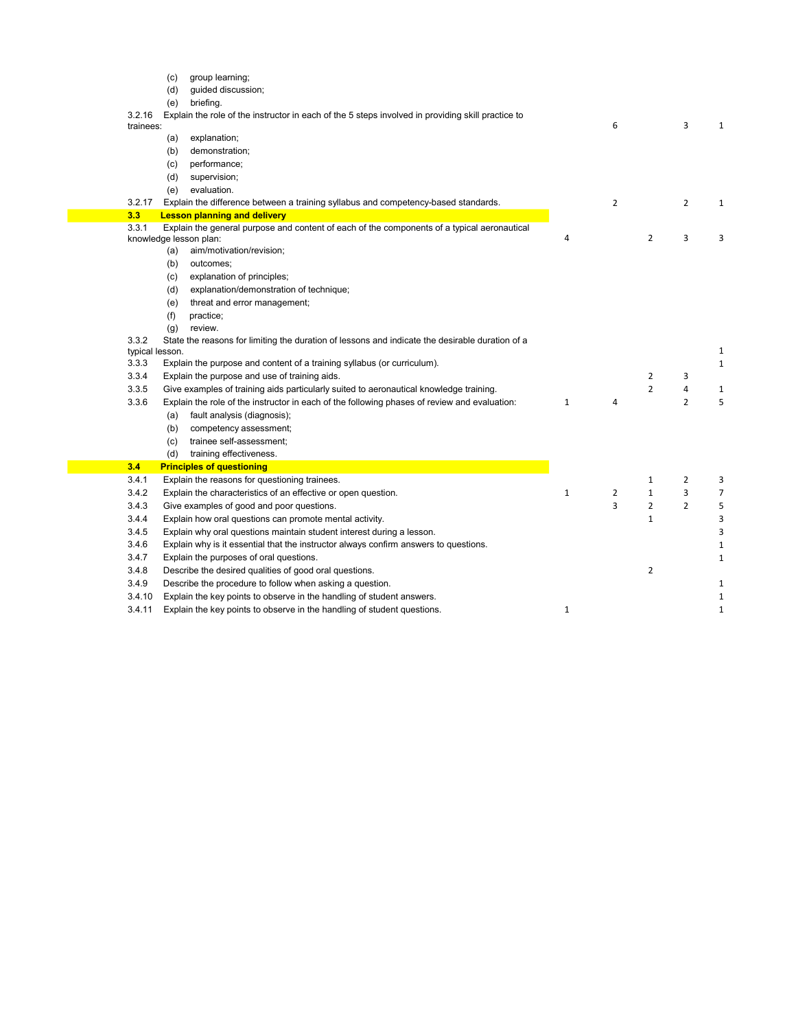| | | | | | | |
|---|---|---|---|---|---|---|
| | (c) group learning; | | | | | |
| | (d) guided discussion; | | | | | |
| | (e) briefing. | | | | | |
| 3.2.16 | Explain the role of the instructor in each of the 5 steps involved in providing skill practice to trainees: | | 6 | | 3 | 1 |
| | (a) explanation; | | | | | |
| | (b) demonstration; | | | | | |
| | (c) performance; | | | | | |
| | (d) supervision; | | | | | |
| | (e) evaluation. | | | | | |
| 3.2.17 | Explain the difference between a training syllabus and competency-based standards. | | 2 | | 2 | 1 |
| **3.3** | **Lesson planning and delivery** | | | | | |
| 3.3.1 | Explain the general purpose and content of each of the components of a typical aeronautical knowledge lesson plan: | 4 | | 2 | 3 | 3 |
| | (a) aim/motivation/revision; | | | | | |
| | (b) outcomes; | | | | | |
| | (c) explanation of principles; | | | | | |
| | (d) explanation/demonstration of technique; | | | | | |
| | (e) threat and error management; | | | | | |
| | (f) practice; | | | | | |
| | (g) review. | | | | | |
| 3.3.2 | State the reasons for limiting the duration of lessons and indicate the desirable duration of a typical lesson. | | | | | 1 |
| 3.3.3 | Explain the purpose and content of a training syllabus (or curriculum). | | | | | 1 |
| 3.3.4 | Explain the purpose and use of training aids. | | | 2 | 3 | |
| 3.3.5 | Give examples of training aids particularly suited to aeronautical knowledge training. | | | 2 | 4 | 1 |
| 3.3.6 | Explain the role of the instructor in each of the following phases of review and evaluation: | 1 | 4 | | 2 | 5 |
| | (a) fault analysis (diagnosis); | | | | | |
| | (b) competency assessment; | | | | | |
| | (c) trainee self-assessment; | | | | | |
| | (d) training effectiveness. | | | | | |
| **3.4** | **Principles of questioning** | | | | | |
| 3.4.1 | Explain the reasons for questioning trainees. | | | 1 | 2 | 3 |
| 3.4.2 | Explain the characteristics of an effective or open question. | 1 | 2 | 1 | 3 | 7 |
| 3.4.3 | Give examples of good and poor questions. | | 3 | 2 | 2 | 5 |
| 3.4.4 | Explain how oral questions can promote mental activity. | | | 1 | | 3 |
| 3.4.5 | Explain why oral questions maintain student interest during a lesson. | | | | | 3 |
| 3.4.6 | Explain why is it essential that the instructor always confirm answers to questions. | | | | | 1 |
| 3.4.7 | Explain the purposes of oral questions. | | | | | 1 |
| 3.4.8 | Describe the desired qualities of good oral questions. | | | 2 | | |
| 3.4.9 | Describe the procedure to follow when asking a question. | | | | | 1 |
| 3.4.10 | Explain the key points to observe in the handling of student answers. | | | | | 1 |
| 3.4.11 | Explain the key points to observe in the handling of student questions. | 1 | | | | 1 |